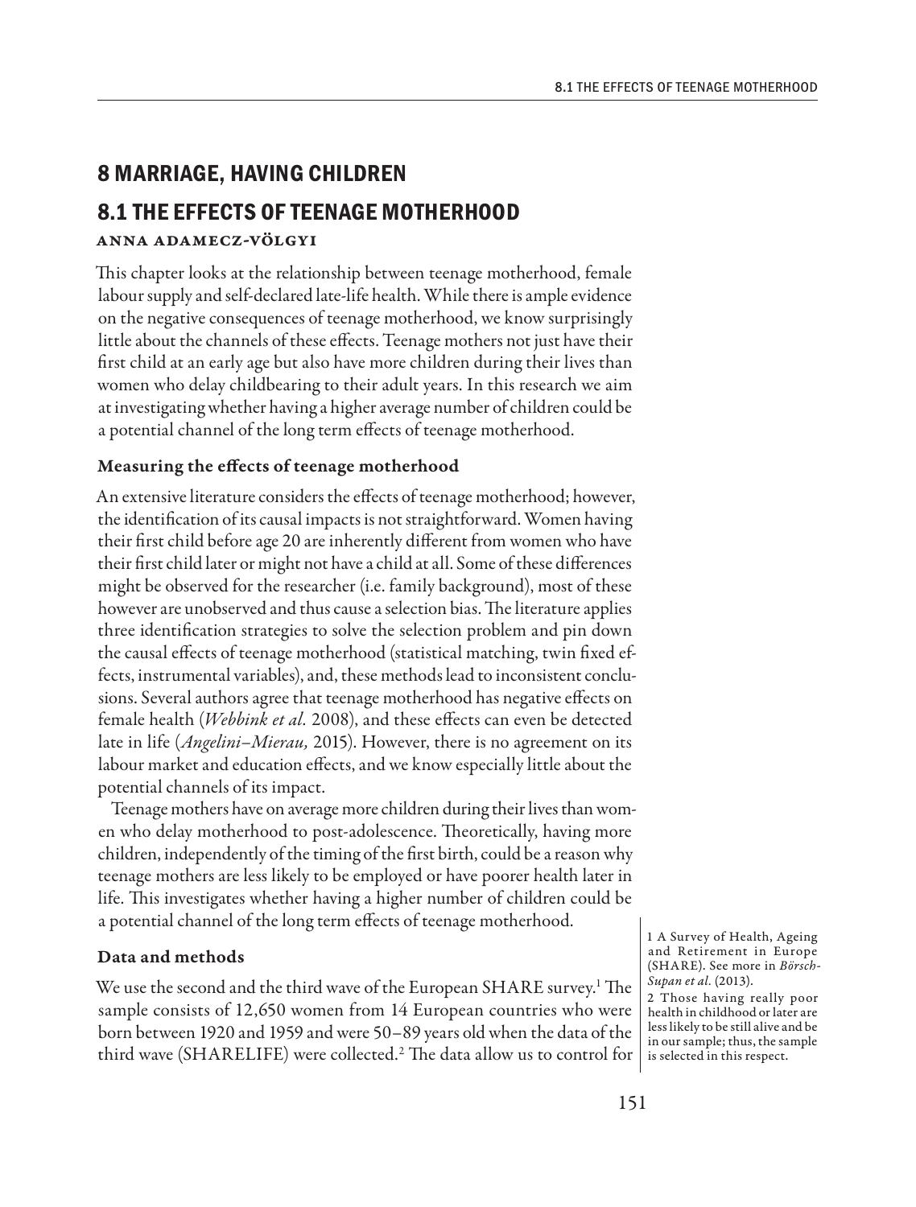# 8 MARRIAGE, HAVING CHILDREN

## 8.1 THE EFFECTS OF TEENAGE MOTHERHOOD

**ANNA ADAMECZ-VÖLGYI**

This chapter looks at the relationship between teenage motherhood, female labour supply and self-declared late-life health. While there is ample evidence on the negative consequences of teenage motherhood, we know surprisingly little about the channels of these effects. Teenage mothers not just have their first child at an early age but also have more children during their lives than women who delay childbearing to their adult years. In this research we aim at investigating whether having a higher average number of children could be a potential channel of the long term effects of teenage motherhood.

### Measuring the effects of teenage motherhood

An extensive literature considers the effects of teenage motherhood; however, the identification of its causal impacts is not straightforward. Women having their first child before age 20 are inherently different from women who have their first child later or might not have a child at all. Some of these differences might be observed for the researcher (i.e. family background), most of these however are unobserved and thus cause a selection bias. The literature applies three identification strategies to solve the selection problem and pin down the causal effects of teenage motherhood (statistical matching, twin fixed effects, instrumental variables), and, these methods lead to inconsistent conclusions. Several authors agree that teenage motherhood has negative effects on female health (*Webbink et al.* 2008), and these effects can even be detected late in life (*Angelini–Mierau,* 2015). However, there is no agreement on its labour market and education effects, and we know especially little about the potential channels of its impact.

Teenage mothers have on average more children during their lives than women who delay motherhood to post-adolescence. Theoretically, having more children, independently of the timing of the first birth, could be a reason why teenage mothers are less likely to be employed or have poorer health later in life. This investigates whether having a higher number of children could be a potential channel of the long term effects of teenage motherhood.

### Data and methods

We use the second and the third wave of the European SHARE survey.[1] The sample consists of 12,650 women from 14 European countries who were born between 1920 and 1959 and were 50–89 years old when the data of the third wave (SHARELIFE) were collected.[2] The data allow us to control for

1 A Survey of Health, Ageing and Retirement in Europe (SHARE). See more in *Börsch-Supan et al.* (2013).

2 Those having really poor health in childhood or later are less likely to be still alive and be in our sample; thus, the sample is selected in this respect.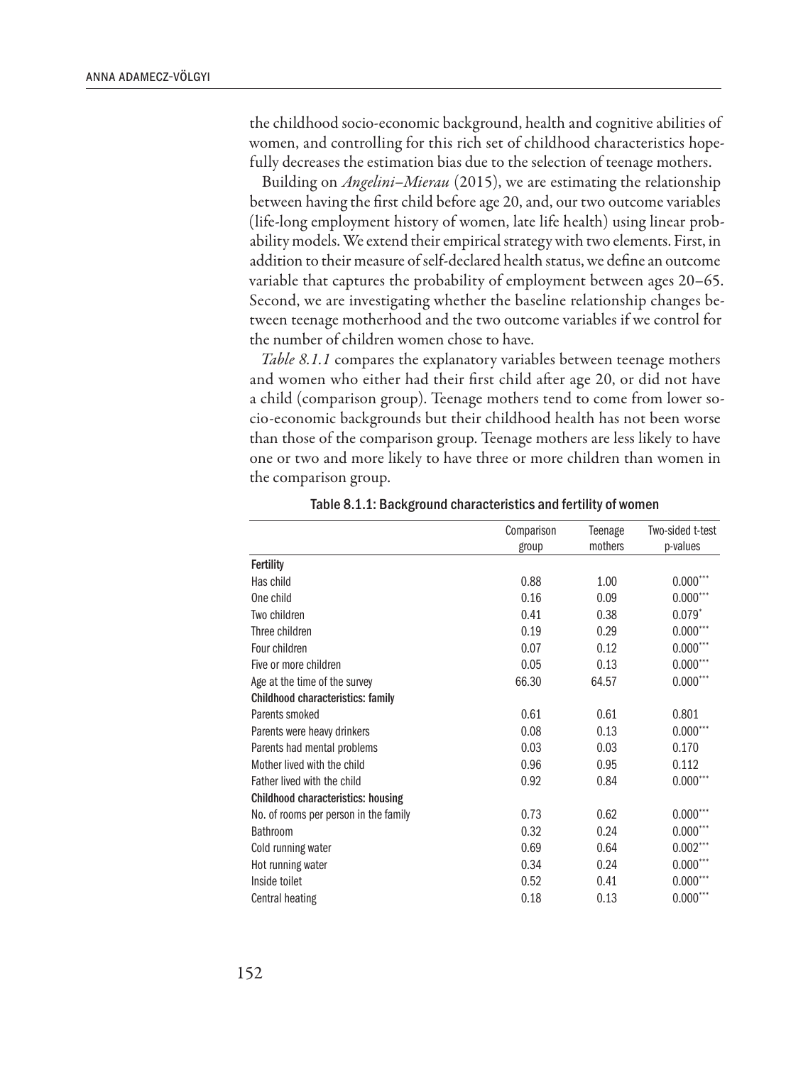the childhood socio-economic background, health and cognitive abilities of women, and controlling for this rich set of childhood characteristics hopefully decreases the estimation bias due to the selection of teenage mothers.

Building on *Angelini–Mierau* (2015), we are estimating the relationship between having the first child before age 20, and, our two outcome variables (life-long employment history of women, late life health) using linear probability models. We extend their empirical strategy with two elements. First, in addition to their measure of self-declared health status, we define an outcome variable that captures the probability of employment between ages 20–65. Second, we are investigating whether the baseline relationship changes between teenage motherhood and the two outcome variables if we control for the number of children women chose to have.

*Table 8.1.1* compares the explanatory variables between teenage mothers and women who either had their first child after age 20, or did not have a child (comparison group). Teenage mothers tend to come from lower socio-economic backgrounds but their childhood health has not been worse than those of the comparison group. Teenage mothers are less likely to have one or two and more likely to have three or more children than women in the comparison group.

Table 8.1.1: Background characteristics and fertility of women

| | Comparison group | Teenage mothers | Two-sided t-test p-values |
|---|---|---|---|
| **Fertility** | | | |
| Has child | 0.88 | 1.00 | 0.000*** |
| One child | 0.16 | 0.09 | 0.000*** |
| Two children | 0.41 | 0.38 | 0.079* |
| Three children | 0.19 | 0.29 | 0.000*** |
| Four children | 0.07 | 0.12 | 0.000*** |
| Five or more children | 0.05 | 0.13 | 0.000*** |
| Age at the time of the survey | 66.30 | 64.57 | 0.000*** |
| **Childhood characteristics: family** | | | |
| Parents smoked | 0.61 | 0.61 | 0.801 |
| Parents were heavy drinkers | 0.08 | 0.13 | 0.000*** |
| Parents had mental problems | 0.03 | 0.03 | 0.170 |
| Mother lived with the child | 0.96 | 0.95 | 0.112 |
| Father lived with the child | 0.92 | 0.84 | 0.000*** |
| **Childhood characteristics: housing** | | | |
| No. of rooms per person in the family | 0.73 | 0.62 | 0.000*** |
| Bathroom | 0.32 | 0.24 | 0.000*** |
| Cold running water | 0.69 | 0.64 | 0.002*** |
| Hot running water | 0.34 | 0.24 | 0.000*** |
| Inside toilet | 0.52 | 0.41 | 0.000*** |
| Central heating | 0.18 | 0.13 | 0.000*** |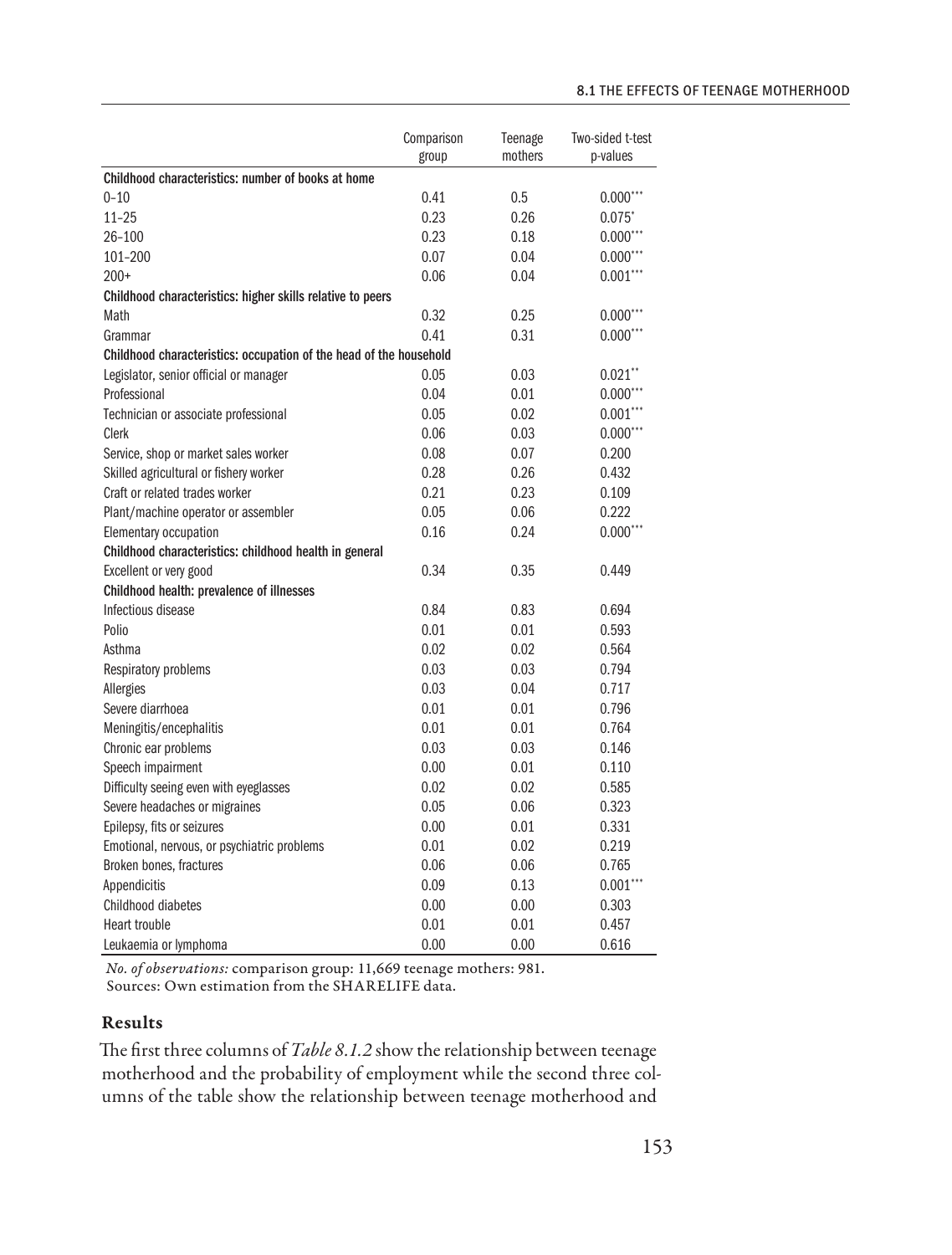| | Comparison group | Teenage mothers | Two-sided t-test p-values |
|---|---|---|---|
| **Childhood characteristics: number of books at home** | | | |
| 0–10 | 0.41 | 0.5 | 0.000*** |
| 11–25 | 0.23 | 0.26 | 0.075* |
| 26–100 | 0.23 | 0.18 | 0.000*** |
| 101–200 | 0.07 | 0.04 | 0.000*** |
| 200+ | 0.06 | 0.04 | 0.001*** |
| **Childhood characteristics: higher skills relative to peers** | | | |
| Math | 0.32 | 0.25 | 0.000*** |
| Grammar | 0.41 | 0.31 | 0.000*** |
| **Childhood characteristics: occupation of the head of the household** | | | |
| Legislator, senior official or manager | 0.05 | 0.03 | 0.021** |
| Professional | 0.04 | 0.01 | 0.000*** |
| Technician or associate professional | 0.05 | 0.02 | 0.001*** |
| Clerk | 0.06 | 0.03 | 0.000*** |
| Service, shop or market sales worker | 0.08 | 0.07 | 0.200 |
| Skilled agricultural or fishery worker | 0.28 | 0.26 | 0.432 |
| Craft or related trades worker | 0.21 | 0.23 | 0.109 |
| Plant/machine operator or assembler | 0.05 | 0.06 | 0.222 |
| Elementary occupation | 0.16 | 0.24 | 0.000*** |
| **Childhood characteristics: childhood health in general** | | | |
| Excellent or very good | 0.34 | 0.35 | 0.449 |
| **Childhood health: prevalence of illnesses** | | | |
| Infectious disease | 0.84 | 0.83 | 0.694 |
| Polio | 0.01 | 0.01 | 0.593 |
| Asthma | 0.02 | 0.02 | 0.564 |
| Respiratory problems | 0.03 | 0.03 | 0.794 |
| Allergies | 0.03 | 0.04 | 0.717 |
| Severe diarrhoea | 0.01 | 0.01 | 0.796 |
| Meningitis/encephalitis | 0.01 | 0.01 | 0.764 |
| Chronic ear problems | 0.03 | 0.03 | 0.146 |
| Speech impairment | 0.00 | 0.01 | 0.110 |
| Difficulty seeing even with eyeglasses | 0.02 | 0.02 | 0.585 |
| Severe headaches or migraines | 0.05 | 0.06 | 0.323 |
| Epilepsy, fits or seizures | 0.00 | 0.01 | 0.331 |
| Emotional, nervous, or psychiatric problems | 0.01 | 0.02 | 0.219 |
| Broken bones, fractures | 0.06 | 0.06 | 0.765 |
| Appendicitis | 0.09 | 0.13 | 0.001*** |
| Childhood diabetes | 0.00 | 0.00 | 0.303 |
| Heart trouble | 0.01 | 0.01 | 0.457 |
| Leukaemia or lymphoma | 0.00 | 0.00 | 0.616 |

*No. of observations:* comparison group: 11,669 teenage mothers: 981.
Sources: Own estimation from the SHARELIFE data.

### Results

The first three columns of *Table 8.1.2* show the relationship between teenage motherhood and the probability of employment while the second three columns of the table show the relationship between teenage motherhood and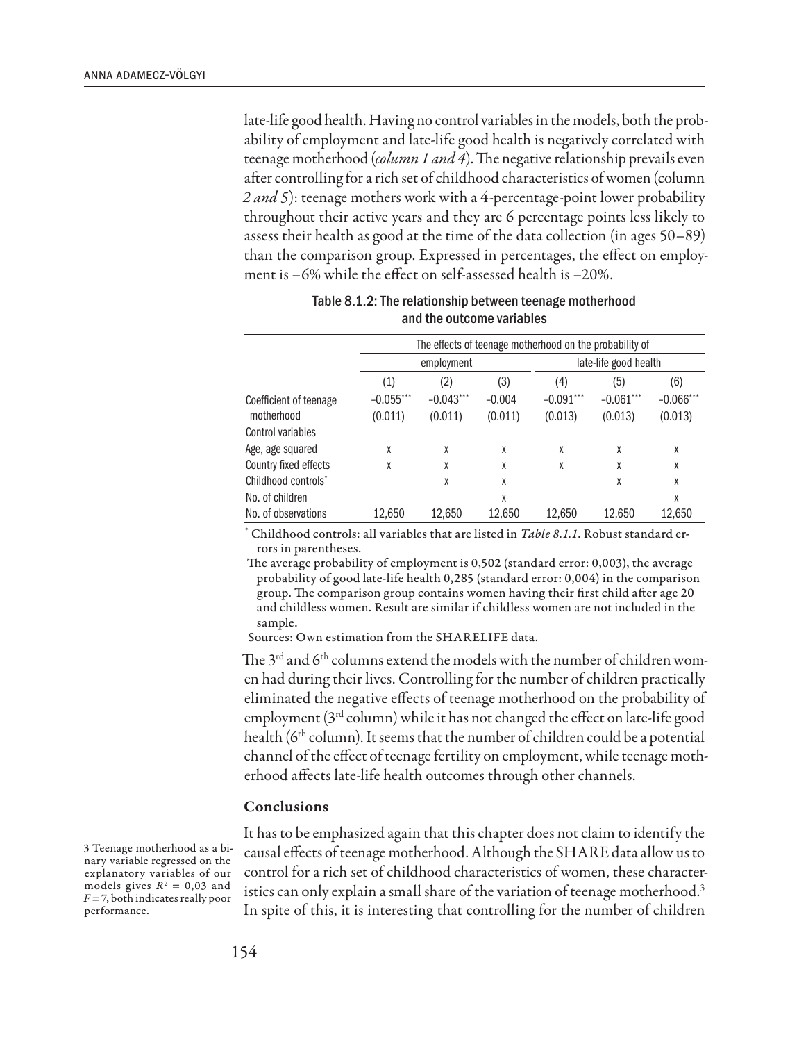late-life good health. Having no control variables in the models, both the probability of employment and late-life good health is negatively correlated with teenage motherhood (*column 1 and 4*). The negative relationship prevails even after controlling for a rich set of childhood characteristics of women (column *2 and 5*): teenage mothers work with a 4-percentage-point lower probability throughout their active years and they are 6 percentage points less likely to assess their health as good at the time of the data collection (in ages 50–89) than the comparison group. Expressed in percentages, the effect on employment is –6% while the effect on self-assessed health is –20%.

Table 8.1.2: The relationship between teenage motherhood and the outcome variables

| | The effects of teenage motherhood on the probability of | | | | | |
|---|---|---|---|---|---|---|
| | employment | | | late-life good health | | |
| | (1) | (2) | (3) | (4) | (5) | (6) |
| Coefficient of teenage motherhood | –0.055*** (0.011) | –0.043*** (0.011) | –0.004 (0.011) | –0.091*** (0.013) | –0.061*** (0.013) | –0.066*** (0.013) |
| Control variables | | | | | | |
| Age, age squared | X | X | X | X | X | X |
| Country fixed effects | X | X | X | X | X | X |
| Childhood controls* | | X | X | | X | X |
| No. of children | | | X | | | X |
| No. of observations | 12,650 | 12,650 | 12,650 | 12,650 | 12,650 | 12,650 |

\* Childhood controls: all variables that are listed in *Table 8.1.1*. Robust standard errors in parentheses.

The average probability of employment is 0,502 (standard error: 0,003), the average probability of good late-life health 0,285 (standard error: 0,004) in the comparison group. The comparison group contains women having their first child after age 20 and childless women. Result are similar if childless women are not included in the sample.

Sources: Own estimation from the SHARELIFE data.

The 3rd and 6th columns extend the models with the number of children women had during their lives. Controlling for the number of children practically eliminated the negative effects of teenage motherhood on the probability of employment (3rd column) while it has not changed the effect on late-life good health (6th column). It seems that the number of children could be a potential channel of the effect of teenage fertility on employment, while teenage motherhood affects late-life health outcomes through other channels.

## Conclusions

It has to be emphasized again that this chapter does not claim to identify the causal effects of teenage motherhood. Although the SHARE data allow us to control for a rich set of childhood characteristics of women, these characteristics can only explain a small share of the variation of teenage motherhood.[3] In spite of this, it is interesting that controlling for the number of children

[3] Teenage motherhood as a binary variable regressed on the explanatory variables of our models gives $R^2 = 0{,}03$ and $F = 7$, both indicates really poor performance.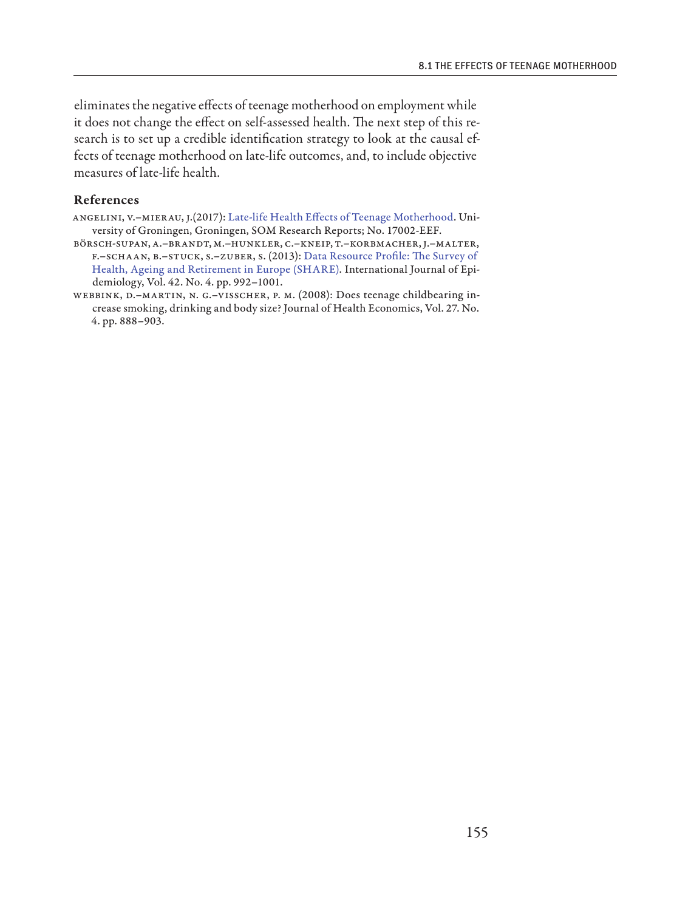eliminates the negative effects of teenage motherhood on employment while it does not change the effect on self-assessed health. The next step of this research is to set up a credible identification strategy to look at the causal effects of teenage motherhood on late-life outcomes, and, to include objective measures of late-life health.

## References

Angelini, V.–Mierau, J.(2017): Late-life Health Effects of Teenage Motherhood. University of Groningen, Groningen, SOM Research Reports; No. 17002-EEF.

Börsch-Supan, A.–Brandt, M.–Hunkler, C.–Kneip, T.–Korbmacher, J.–Malter, F.–Schaan, B.–Stuck, S.–Zuber, S. (2013): Data Resource Profile: The Survey of Health, Ageing and Retirement in Europe (SHARE). International Journal of Epidemiology, Vol. 42. No. 4. pp. 992–1001.

Webbink, D.–Martin, N. G.–Visscher, P. M. (2008): Does teenage childbearing increase smoking, drinking and body size? Journal of Health Economics, Vol. 27. No. 4. pp. 888–903.